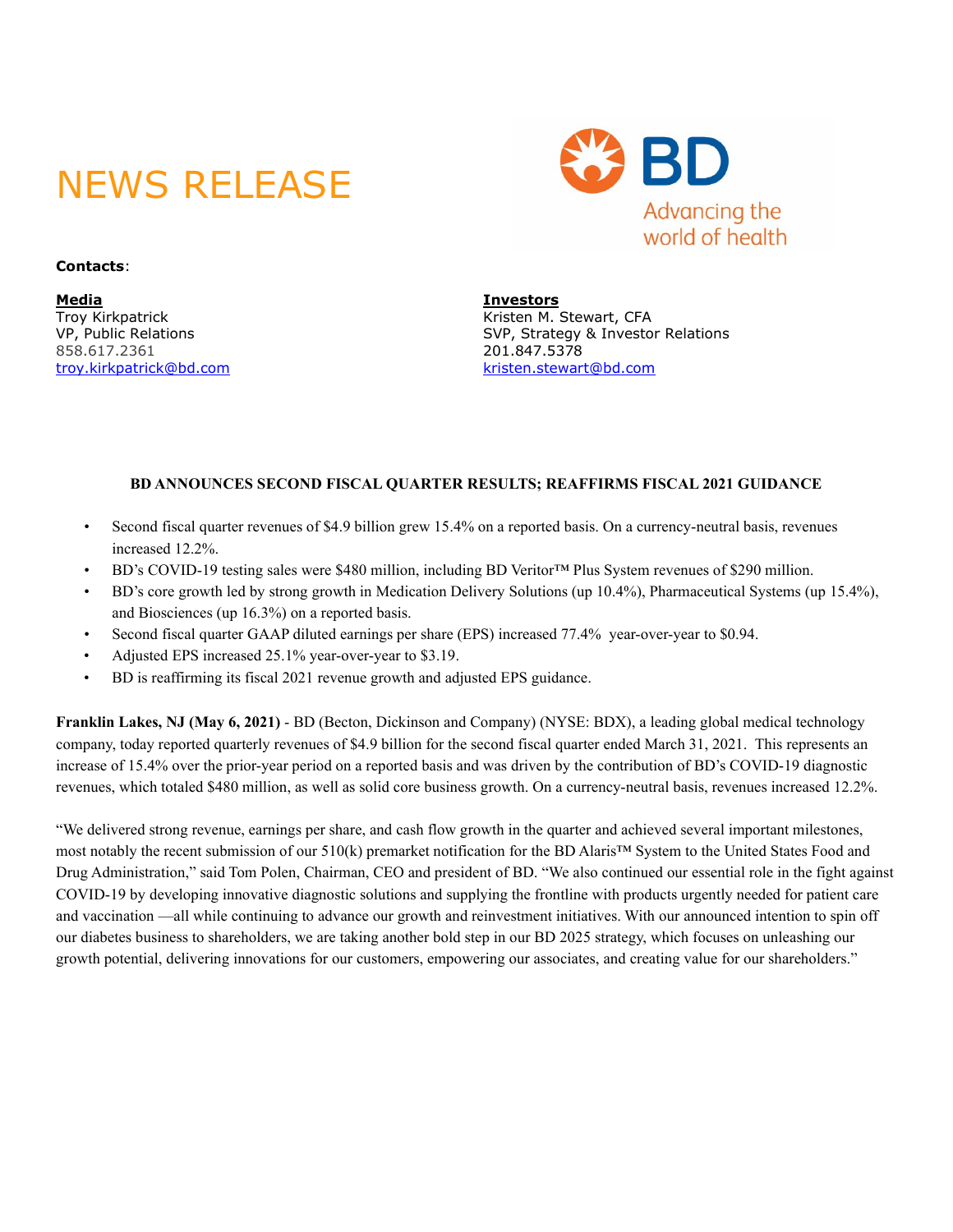# NEWS RELEASE

**Contacts**:

**Media**
Troy Kirkpatrick
VP, Public Relations
858.617.2361
troy.kirkpatrick@bd.com

**Investors**
Kristen M. Stewart, CFA
SVP, Strategy & Investor Relations
201.847.5378
kristen.stewart@bd.com

## BD ANNOUNCES SECOND FISCAL QUARTER RESULTS; REAFFIRMS FISCAL 2021 GUIDANCE

- Second fiscal quarter revenues of $4.9 billion grew 15.4% on a reported basis. On a currency-neutral basis, revenues increased 12.2%.
- BD's COVID-19 testing sales were $480 million, including BD Veritor™ Plus System revenues of $290 million.
- BD's core growth led by strong growth in Medication Delivery Solutions (up 10.4%), Pharmaceutical Systems (up 15.4%), and Biosciences (up 16.3%) on a reported basis.
- Second fiscal quarter GAAP diluted earnings per share (EPS) increased 77.4% year-over-year to $0.94.
- Adjusted EPS increased 25.1% year-over-year to $3.19.
- BD is reaffirming its fiscal 2021 revenue growth and adjusted EPS guidance.

**Franklin Lakes, NJ (May 6, 2021)** - BD (Becton, Dickinson and Company) (NYSE: BDX), a leading global medical technology company, today reported quarterly revenues of $4.9 billion for the second fiscal quarter ended March 31, 2021. This represents an increase of 15.4% over the prior-year period on a reported basis and was driven by the contribution of BD's COVID-19 diagnostic revenues, which totaled $480 million, as well as solid core business growth. On a currency-neutral basis, revenues increased 12.2%.

"We delivered strong revenue, earnings per share, and cash flow growth in the quarter and achieved several important milestones, most notably the recent submission of our 510(k) premarket notification for the BD Alaris™ System to the United States Food and Drug Administration," said Tom Polen, Chairman, CEO and president of BD. "We also continued our essential role in the fight against COVID-19 by developing innovative diagnostic solutions and supplying the frontline with products urgently needed for patient care and vaccination —all while continuing to advance our growth and reinvestment initiatives. With our announced intention to spin off our diabetes business to shareholders, we are taking another bold step in our BD 2025 strategy, which focuses on unleashing our growth potential, delivering innovations for our customers, empowering our associates, and creating value for our shareholders."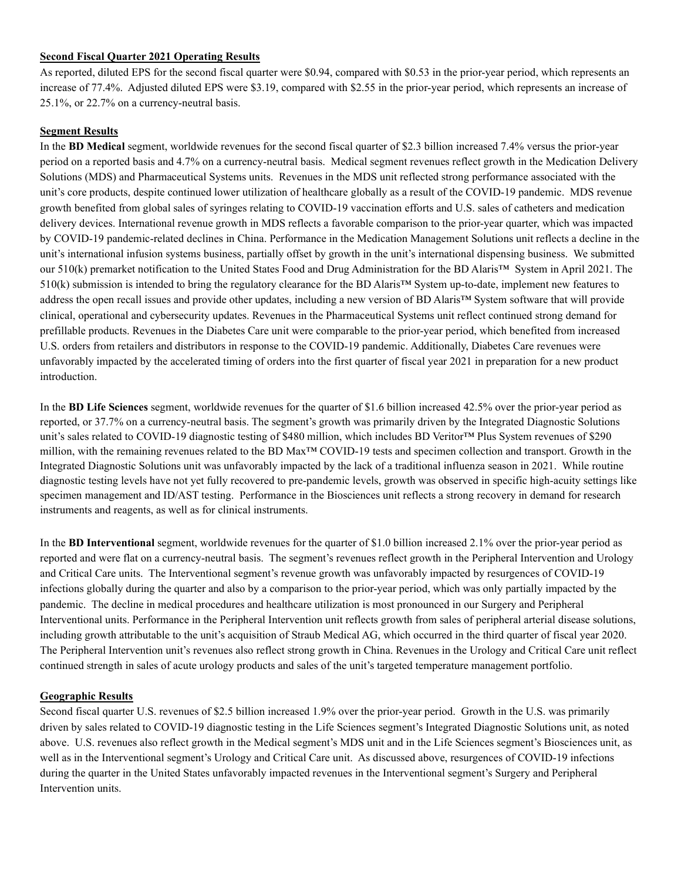## Second Fiscal Quarter 2021 Operating Results

As reported, diluted EPS for the second fiscal quarter were $0.94, compared with $0.53 in the prior-year period, which represents an increase of 77.4%. Adjusted diluted EPS were $3.19, compared with $2.55 in the prior-year period, which represents an increase of 25.1%, or 22.7% on a currency-neutral basis.

## Segment Results

In the **BD Medical** segment, worldwide revenues for the second fiscal quarter of $2.3 billion increased 7.4% versus the prior-year period on a reported basis and 4.7% on a currency-neutral basis. Medical segment revenues reflect growth in the Medication Delivery Solutions (MDS) and Pharmaceutical Systems units. Revenues in the MDS unit reflected strong performance associated with the unit's core products, despite continued lower utilization of healthcare globally as a result of the COVID-19 pandemic. MDS revenue growth benefited from global sales of syringes relating to COVID-19 vaccination efforts and U.S. sales of catheters and medication delivery devices. International revenue growth in MDS reflects a favorable comparison to the prior-year quarter, which was impacted by COVID-19 pandemic-related declines in China. Performance in the Medication Management Solutions unit reflects a decline in the unit's international infusion systems business, partially offset by growth in the unit's international dispensing business. We submitted our 510(k) premarket notification to the United States Food and Drug Administration for the BD Alaris™ System in April 2021. The 510(k) submission is intended to bring the regulatory clearance for the BD Alaris™ System up-to-date, implement new features to address the open recall issues and provide other updates, including a new version of BD Alaris™ System software that will provide clinical, operational and cybersecurity updates. Revenues in the Pharmaceutical Systems unit reflect continued strong demand for prefillable products. Revenues in the Diabetes Care unit were comparable to the prior-year period, which benefited from increased U.S. orders from retailers and distributors in response to the COVID-19 pandemic. Additionally, Diabetes Care revenues were unfavorably impacted by the accelerated timing of orders into the first quarter of fiscal year 2021 in preparation for a new product introduction.

In the **BD Life Sciences** segment, worldwide revenues for the quarter of $1.6 billion increased 42.5% over the prior-year period as reported, or 37.7% on a currency-neutral basis. The segment's growth was primarily driven by the Integrated Diagnostic Solutions unit's sales related to COVID-19 diagnostic testing of $480 million, which includes BD Veritor™ Plus System revenues of $290 million, with the remaining revenues related to the BD Max™ COVID-19 tests and specimen collection and transport. Growth in the Integrated Diagnostic Solutions unit was unfavorably impacted by the lack of a traditional influenza season in 2021. While routine diagnostic testing levels have not yet fully recovered to pre-pandemic levels, growth was observed in specific high-acuity settings like specimen management and ID/AST testing. Performance in the Biosciences unit reflects a strong recovery in demand for research instruments and reagents, as well as for clinical instruments.

In the **BD Interventional** segment, worldwide revenues for the quarter of $1.0 billion increased 2.1% over the prior-year period as reported and were flat on a currency-neutral basis. The segment's revenues reflect growth in the Peripheral Intervention and Urology and Critical Care units. The Interventional segment's revenue growth was unfavorably impacted by resurgences of COVID-19 infections globally during the quarter and also by a comparison to the prior-year period, which was only partially impacted by the pandemic. The decline in medical procedures and healthcare utilization is most pronounced in our Surgery and Peripheral Interventional units. Performance in the Peripheral Intervention unit reflects growth from sales of peripheral arterial disease solutions, including growth attributable to the unit's acquisition of Straub Medical AG, which occurred in the third quarter of fiscal year 2020. The Peripheral Intervention unit's revenues also reflect strong growth in China. Revenues in the Urology and Critical Care unit reflect continued strength in sales of acute urology products and sales of the unit's targeted temperature management portfolio.

## Geographic Results

Second fiscal quarter U.S. revenues of $2.5 billion increased 1.9% over the prior-year period. Growth in the U.S. was primarily driven by sales related to COVID-19 diagnostic testing in the Life Sciences segment's Integrated Diagnostic Solutions unit, as noted above. U.S. revenues also reflect growth in the Medical segment's MDS unit and in the Life Sciences segment's Biosciences unit, as well as in the Interventional segment's Urology and Critical Care unit. As discussed above, resurgences of COVID-19 infections during the quarter in the United States unfavorably impacted revenues in the Interventional segment's Surgery and Peripheral Intervention units.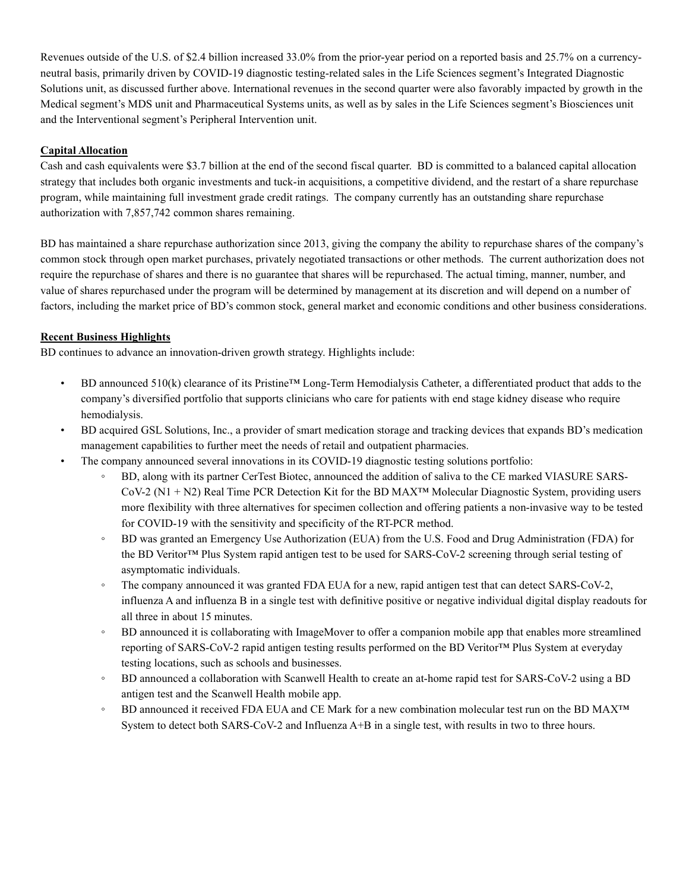Revenues outside of the U.S. of $2.4 billion increased 33.0% from the prior-year period on a reported basis and 25.7% on a currency-neutral basis, primarily driven by COVID-19 diagnostic testing-related sales in the Life Sciences segment's Integrated Diagnostic Solutions unit, as discussed further above. International revenues in the second quarter were also favorably impacted by growth in the Medical segment's MDS unit and Pharmaceutical Systems units, as well as by sales in the Life Sciences segment's Biosciences unit and the Interventional segment's Peripheral Intervention unit.

**Capital Allocation**

Cash and cash equivalents were $3.7 billion at the end of the second fiscal quarter. BD is committed to a balanced capital allocation strategy that includes both organic investments and tuck-in acquisitions, a competitive dividend, and the restart of a share repurchase program, while maintaining full investment grade credit ratings. The company currently has an outstanding share repurchase authorization with 7,857,742 common shares remaining.

BD has maintained a share repurchase authorization since 2013, giving the company the ability to repurchase shares of the company's common stock through open market purchases, privately negotiated transactions or other methods. The current authorization does not require the repurchase of shares and there is no guarantee that shares will be repurchased. The actual timing, manner, number, and value of shares repurchased under the program will be determined by management at its discretion and will depend on a number of factors, including the market price of BD's common stock, general market and economic conditions and other business considerations.

**Recent Business Highlights**

BD continues to advance an innovation-driven growth strategy. Highlights include:

- BD announced 510(k) clearance of its Pristine™ Long-Term Hemodialysis Catheter, a differentiated product that adds to the company's diversified portfolio that supports clinicians who care for patients with end stage kidney disease who require hemodialysis.
- BD acquired GSL Solutions, Inc., a provider of smart medication storage and tracking devices that expands BD's medication management capabilities to further meet the needs of retail and outpatient pharmacies.
- The company announced several innovations in its COVID-19 diagnostic testing solutions portfolio:
  - BD, along with its partner CerTest Biotec, announced the addition of saliva to the CE marked VIASURE SARS-CoV-2 (N1 + N2) Real Time PCR Detection Kit for the BD MAX™ Molecular Diagnostic System, providing users more flexibility with three alternatives for specimen collection and offering patients a non-invasive way to be tested for COVID-19 with the sensitivity and specificity of the RT-PCR method.
  - BD was granted an Emergency Use Authorization (EUA) from the U.S. Food and Drug Administration (FDA) for the BD Veritor™ Plus System rapid antigen test to be used for SARS-CoV-2 screening through serial testing of asymptomatic individuals.
  - The company announced it was granted FDA EUA for a new, rapid antigen test that can detect SARS-CoV-2, influenza A and influenza B in a single test with definitive positive or negative individual digital display readouts for all three in about 15 minutes.
  - BD announced it is collaborating with ImageMover to offer a companion mobile app that enables more streamlined reporting of SARS-CoV-2 rapid antigen testing results performed on the BD Veritor™ Plus System at everyday testing locations, such as schools and businesses.
  - BD announced a collaboration with Scanwell Health to create an at-home rapid test for SARS-CoV-2 using a BD antigen test and the Scanwell Health mobile app.
  - BD announced it received FDA EUA and CE Mark for a new combination molecular test run on the BD MAX™ System to detect both SARS-CoV-2 and Influenza A+B in a single test, with results in two to three hours.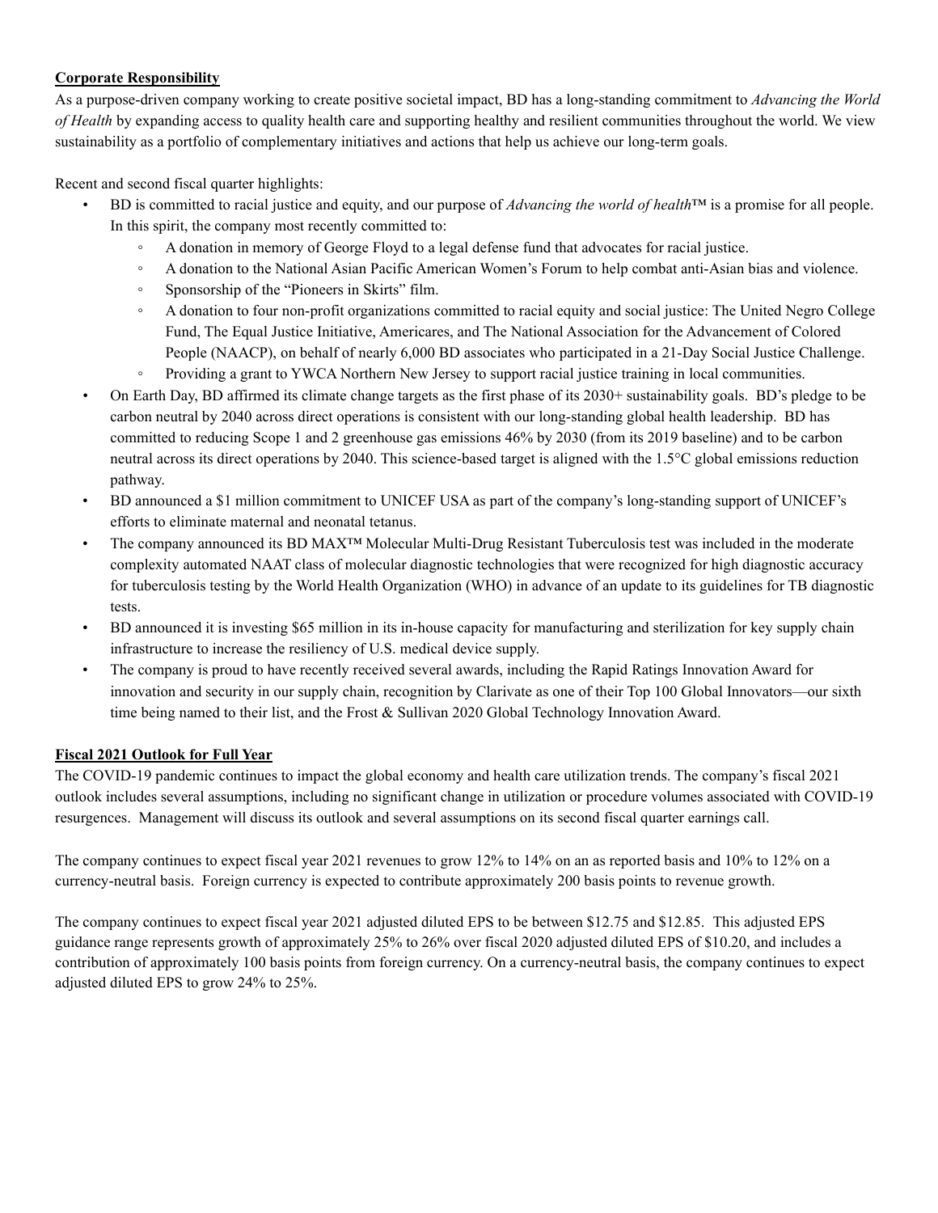**Corporate Responsibility**

As a purpose-driven company working to create positive societal impact, BD has a long-standing commitment to *Advancing the World of Health* by expanding access to quality health care and supporting healthy and resilient communities throughout the world. We view sustainability as a portfolio of complementary initiatives and actions that help us achieve our long-term goals.

Recent and second fiscal quarter highlights:

- BD is committed to racial justice and equity, and our purpose of *Advancing the world of health*™ is a promise for all people. In this spirit, the company most recently committed to:
  - A donation in memory of George Floyd to a legal defense fund that advocates for racial justice.
  - A donation to the National Asian Pacific American Women's Forum to help combat anti-Asian bias and violence.
  - Sponsorship of the "Pioneers in Skirts" film.
  - A donation to four non-profit organizations committed to racial equity and social justice: The United Negro College Fund, The Equal Justice Initiative, Americares, and The National Association for the Advancement of Colored People (NAACP), on behalf of nearly 6,000 BD associates who participated in a 21-Day Social Justice Challenge.
  - Providing a grant to YWCA Northern New Jersey to support racial justice training in local communities.
- On Earth Day, BD affirmed its climate change targets as the first phase of its 2030+ sustainability goals. BD's pledge to be carbon neutral by 2040 across direct operations is consistent with our long-standing global health leadership. BD has committed to reducing Scope 1 and 2 greenhouse gas emissions 46% by 2030 (from its 2019 baseline) and to be carbon neutral across its direct operations by 2040. This science-based target is aligned with the 1.5°C global emissions reduction pathway.
- BD announced a $1 million commitment to UNICEF USA as part of the company's long-standing support of UNICEF's efforts to eliminate maternal and neonatal tetanus.
- The company announced its BD MAX™ Molecular Multi-Drug Resistant Tuberculosis test was included in the moderate complexity automated NAAT class of molecular diagnostic technologies that were recognized for high diagnostic accuracy for tuberculosis testing by the World Health Organization (WHO) in advance of an update to its guidelines for TB diagnostic tests.
- BD announced it is investing $65 million in its in-house capacity for manufacturing and sterilization for key supply chain infrastructure to increase the resiliency of U.S. medical device supply.
- The company is proud to have recently received several awards, including the Rapid Ratings Innovation Award for innovation and security in our supply chain, recognition by Clarivate as one of their Top 100 Global Innovators—our sixth time being named to their list, and the Frost & Sullivan 2020 Global Technology Innovation Award.

**Fiscal 2021 Outlook for Full Year**

The COVID-19 pandemic continues to impact the global economy and health care utilization trends. The company's fiscal 2021 outlook includes several assumptions, including no significant change in utilization or procedure volumes associated with COVID-19 resurgences. Management will discuss its outlook and several assumptions on its second fiscal quarter earnings call.

The company continues to expect fiscal year 2021 revenues to grow 12% to 14% on an as reported basis and 10% to 12% on a currency-neutral basis. Foreign currency is expected to contribute approximately 200 basis points to revenue growth.

The company continues to expect fiscal year 2021 adjusted diluted EPS to be between $12.75 and $12.85. This adjusted EPS guidance range represents growth of approximately 25% to 26% over fiscal 2020 adjusted diluted EPS of $10.20, and includes a contribution of approximately 100 basis points from foreign currency. On a currency-neutral basis, the company continues to expect adjusted diluted EPS to grow 24% to 25%.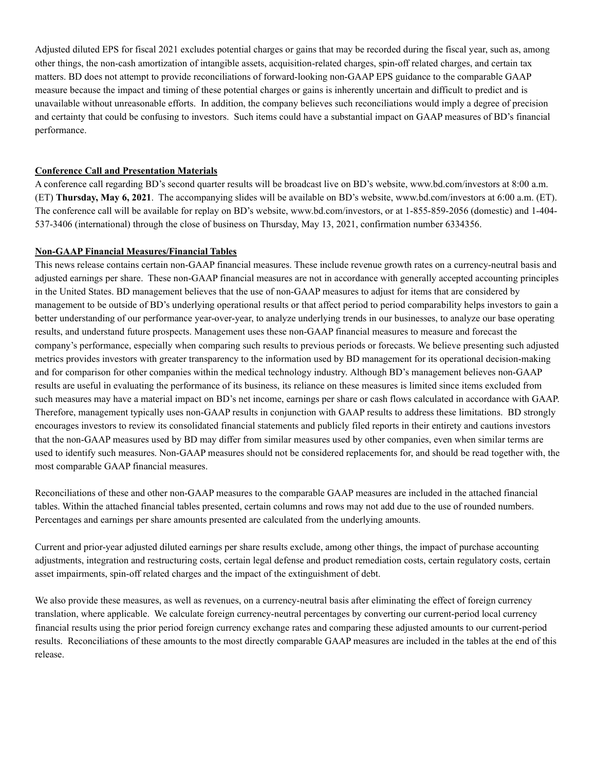Adjusted diluted EPS for fiscal 2021 excludes potential charges or gains that may be recorded during the fiscal year, such as, among other things, the non-cash amortization of intangible assets, acquisition-related charges, spin-off related charges, and certain tax matters. BD does not attempt to provide reconciliations of forward-looking non-GAAP EPS guidance to the comparable GAAP measure because the impact and timing of these potential charges or gains is inherently uncertain and difficult to predict and is unavailable without unreasonable efforts. In addition, the company believes such reconciliations would imply a degree of precision and certainty that could be confusing to investors. Such items could have a substantial impact on GAAP measures of BD's financial performance.

**Conference Call and Presentation Materials**

A conference call regarding BD's second quarter results will be broadcast live on BD's website, www.bd.com/investors at 8:00 a.m. (ET) **Thursday, May 6, 2021**. The accompanying slides will be available on BD's website, www.bd.com/investors at 6:00 a.m. (ET). The conference call will be available for replay on BD's website, www.bd.com/investors, or at 1-855-859-2056 (domestic) and 1-404-537-3406 (international) through the close of business on Thursday, May 13, 2021, confirmation number 6334356.

**Non-GAAP Financial Measures/Financial Tables**

This news release contains certain non-GAAP financial measures. These include revenue growth rates on a currency-neutral basis and adjusted earnings per share. These non-GAAP financial measures are not in accordance with generally accepted accounting principles in the United States. BD management believes that the use of non-GAAP measures to adjust for items that are considered by management to be outside of BD's underlying operational results or that affect period to period comparability helps investors to gain a better understanding of our performance year-over-year, to analyze underlying trends in our businesses, to analyze our base operating results, and understand future prospects. Management uses these non-GAAP financial measures to measure and forecast the company's performance, especially when comparing such results to previous periods or forecasts. We believe presenting such adjusted metrics provides investors with greater transparency to the information used by BD management for its operational decision-making and for comparison for other companies within the medical technology industry. Although BD's management believes non-GAAP results are useful in evaluating the performance of its business, its reliance on these measures is limited since items excluded from such measures may have a material impact on BD's net income, earnings per share or cash flows calculated in accordance with GAAP. Therefore, management typically uses non-GAAP results in conjunction with GAAP results to address these limitations. BD strongly encourages investors to review its consolidated financial statements and publicly filed reports in their entirety and cautions investors that the non-GAAP measures used by BD may differ from similar measures used by other companies, even when similar terms are used to identify such measures. Non-GAAP measures should not be considered replacements for, and should be read together with, the most comparable GAAP financial measures.

Reconciliations of these and other non-GAAP measures to the comparable GAAP measures are included in the attached financial tables. Within the attached financial tables presented, certain columns and rows may not add due to the use of rounded numbers. Percentages and earnings per share amounts presented are calculated from the underlying amounts.

Current and prior-year adjusted diluted earnings per share results exclude, among other things, the impact of purchase accounting adjustments, integration and restructuring costs, certain legal defense and product remediation costs, certain regulatory costs, certain asset impairments, spin-off related charges and the impact of the extinguishment of debt.

We also provide these measures, as well as revenues, on a currency-neutral basis after eliminating the effect of foreign currency translation, where applicable. We calculate foreign currency-neutral percentages by converting our current-period local currency financial results using the prior period foreign currency exchange rates and comparing these adjusted amounts to our current-period results. Reconciliations of these amounts to the most directly comparable GAAP measures are included in the tables at the end of this release.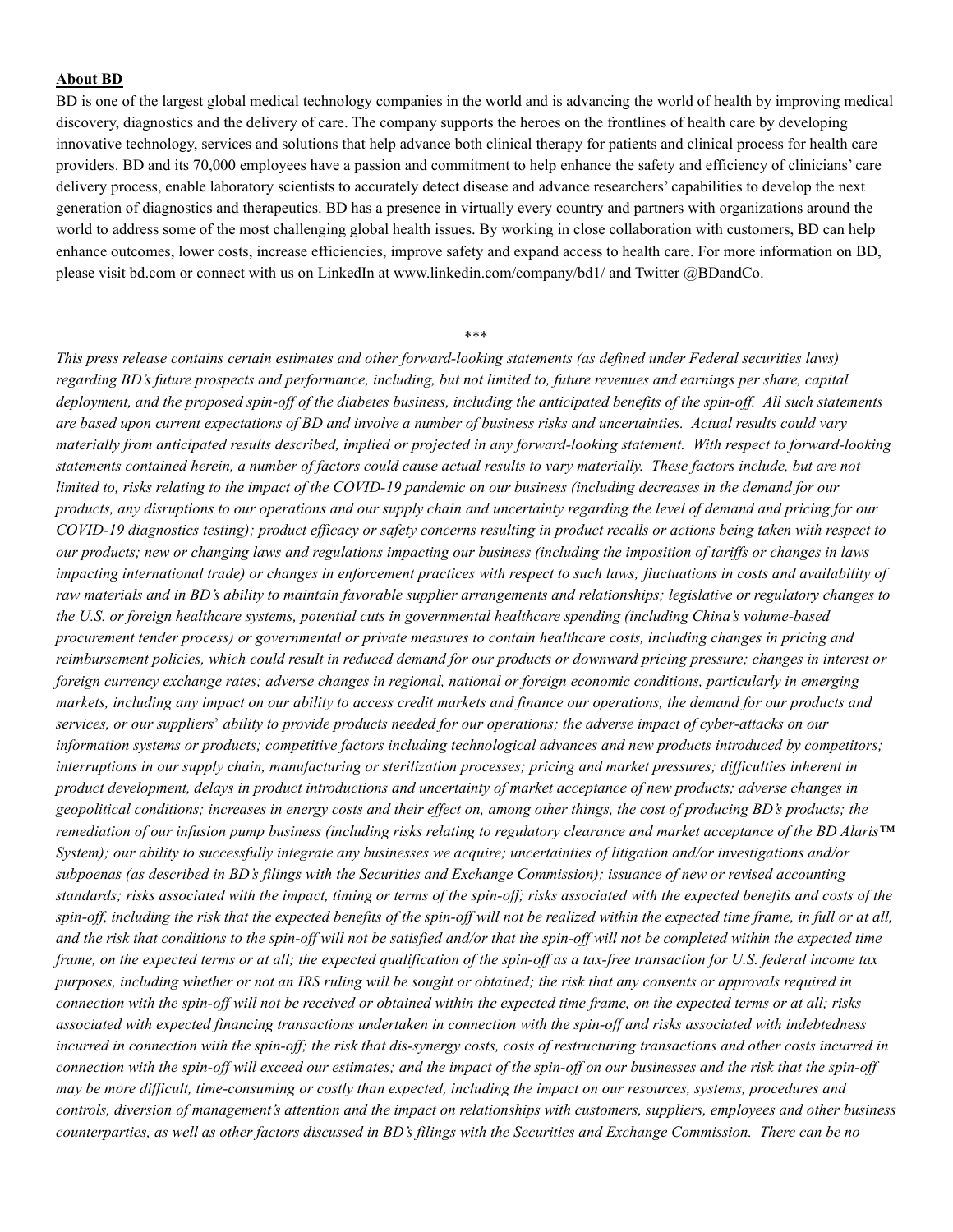**About BD**

BD is one of the largest global medical technology companies in the world and is advancing the world of health by improving medical discovery, diagnostics and the delivery of care. The company supports the heroes on the frontlines of health care by developing innovative technology, services and solutions that help advance both clinical therapy for patients and clinical process for health care providers. BD and its 70,000 employees have a passion and commitment to help enhance the safety and efficiency of clinicians' care delivery process, enable laboratory scientists to accurately detect disease and advance researchers' capabilities to develop the next generation of diagnostics and therapeutics. BD has a presence in virtually every country and partners with organizations around the world to address some of the most challenging global health issues. By working in close collaboration with customers, BD can help enhance outcomes, lower costs, increase efficiencies, improve safety and expand access to health care. For more information on BD, please visit bd.com or connect with us on LinkedIn at www.linkedin.com/company/bd1/ and Twitter @BDandCo.

***

*This press release contains certain estimates and other forward-looking statements (as defined under Federal securities laws) regarding BD's future prospects and performance, including, but not limited to, future revenues and earnings per share, capital deployment, and the proposed spin-off of the diabetes business, including the anticipated benefits of the spin-off. All such statements are based upon current expectations of BD and involve a number of business risks and uncertainties. Actual results could vary materially from anticipated results described, implied or projected in any forward-looking statement. With respect to forward-looking statements contained herein, a number of factors could cause actual results to vary materially. These factors include, but are not limited to, risks relating to the impact of the COVID-19 pandemic on our business (including decreases in the demand for our products, any disruptions to our operations and our supply chain and uncertainty regarding the level of demand and pricing for our COVID-19 diagnostics testing); product efficacy or safety concerns resulting in product recalls or actions being taken with respect to our products; new or changing laws and regulations impacting our business (including the imposition of tariffs or changes in laws impacting international trade) or changes in enforcement practices with respect to such laws; fluctuations in costs and availability of raw materials and in BD's ability to maintain favorable supplier arrangements and relationships; legislative or regulatory changes to the U.S. or foreign healthcare systems, potential cuts in governmental healthcare spending (including China's volume-based procurement tender process) or governmental or private measures to contain healthcare costs, including changes in pricing and reimbursement policies, which could result in reduced demand for our products or downward pricing pressure; changes in interest or foreign currency exchange rates; adverse changes in regional, national or foreign economic conditions, particularly in emerging markets, including any impact on our ability to access credit markets and finance our operations, the demand for our products and services, or our suppliers' ability to provide products needed for our operations; the adverse impact of cyber-attacks on our information systems or products; competitive factors including technological advances and new products introduced by competitors; interruptions in our supply chain, manufacturing or sterilization processes; pricing and market pressures; difficulties inherent in product development, delays in product introductions and uncertainty of market acceptance of new products; adverse changes in geopolitical conditions; increases in energy costs and their effect on, among other things, the cost of producing BD's products; the remediation of our infusion pump business (including risks relating to regulatory clearance and market acceptance of the BD Alaris™ System); our ability to successfully integrate any businesses we acquire; uncertainties of litigation and/or investigations and/or subpoenas (as described in BD's filings with the Securities and Exchange Commission); issuance of new or revised accounting standards; risks associated with the impact, timing or terms of the spin-off; risks associated with the expected benefits and costs of the spin-off, including the risk that the expected benefits of the spin-off will not be realized within the expected time frame, in full or at all, and the risk that conditions to the spin-off will not be satisfied and/or that the spin-off will not be completed within the expected time frame, on the expected terms or at all; the expected qualification of the spin-off as a tax-free transaction for U.S. federal income tax purposes, including whether or not an IRS ruling will be sought or obtained; the risk that any consents or approvals required in connection with the spin-off will not be received or obtained within the expected time frame, on the expected terms or at all; risks associated with expected financing transactions undertaken in connection with the spin-off and risks associated with indebtedness incurred in connection with the spin-off; the risk that dis-synergy costs, costs of restructuring transactions and other costs incurred in connection with the spin-off will exceed our estimates; and the impact of the spin-off on our businesses and the risk that the spin-off may be more difficult, time-consuming or costly than expected, including the impact on our resources, systems, procedures and controls, diversion of management's attention and the impact on relationships with customers, suppliers, employees and other business counterparties, as well as other factors discussed in BD's filings with the Securities and Exchange Commission. There can be no*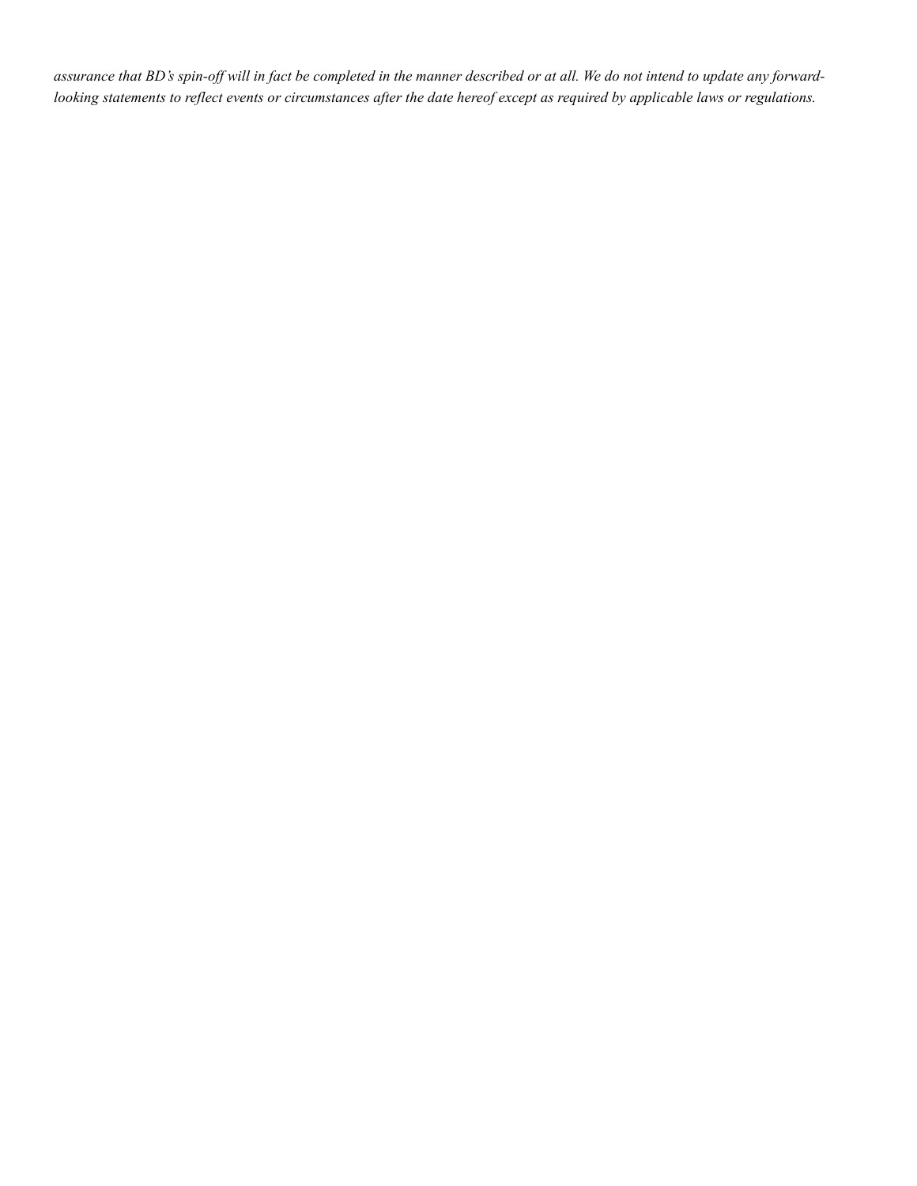*assurance that BD's spin-off will in fact be completed in the manner described or at all. We do not intend to update any forward-looking statements to reflect events or circumstances after the date hereof except as required by applicable laws or regulations.*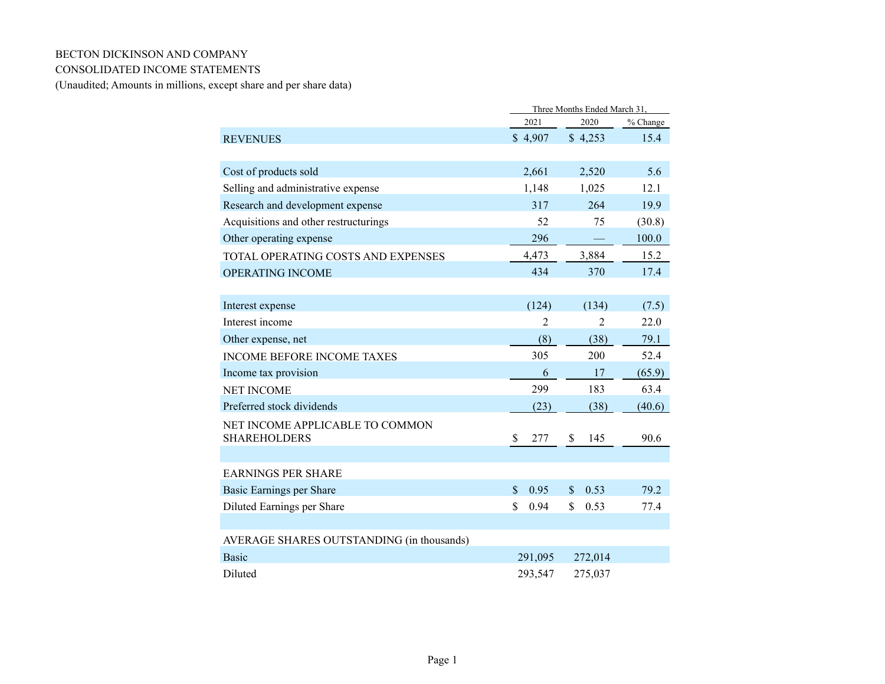BECTON DICKINSON AND COMPANY

CONSOLIDATED INCOME STATEMENTS

(Unaudited; Amounts in millions, except share and per share data)

| | Three Months Ended March 31, | | |
|---|---|---|---|
| | 2021 | 2020 | % Change |
| REVENUES | $ 4,907 | $ 4,253 | 15.4 |
| | | | |
| Cost of products sold | 2,661 | 2,520 | 5.6 |
| Selling and administrative expense | 1,148 | 1,025 | 12.1 |
| Research and development expense | 317 | 264 | 19.9 |
| Acquisitions and other restructurings | 52 | 75 | (30.8) |
| Other operating expense | 296 | — | 100.0 |
| TOTAL OPERATING COSTS AND EXPENSES | 4,473 | 3,884 | 15.2 |
| OPERATING INCOME | 434 | 370 | 17.4 |
| | | | |
| Interest expense | (124) | (134) | (7.5) |
| Interest income | 2 | 2 | 22.0 |
| Other expense, net | (8) | (38) | 79.1 |
| INCOME BEFORE INCOME TAXES | 305 | 200 | 52.4 |
| Income tax provision | 6 | 17 | (65.9) |
| NET INCOME | 299 | 183 | 63.4 |
| Preferred stock dividends | (23) | (38) | (40.6) |
| NET INCOME APPLICABLE TO COMMON SHAREHOLDERS | $ 277 | $ 145 | 90.6 |
| | | | |
| EARNINGS PER SHARE | | | |
| Basic Earnings per Share | $ 0.95 | $ 0.53 | 79.2 |
| Diluted Earnings per Share | $ 0.94 | $ 0.53 | 77.4 |
| | | | |
| AVERAGE SHARES OUTSTANDING (in thousands) | | | |
| Basic | 291,095 | 272,014 | |
| Diluted | 293,547 | 275,037 | |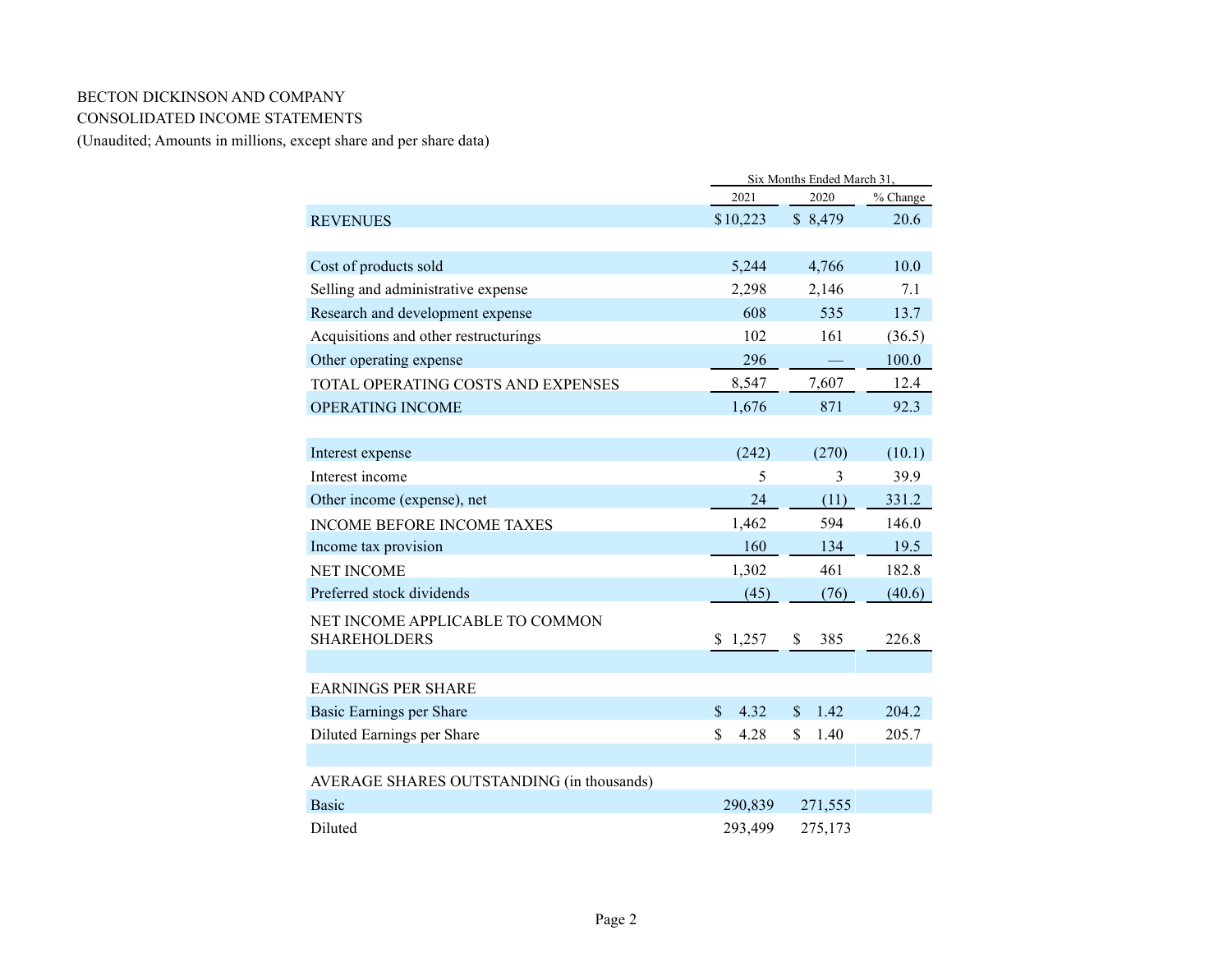BECTON DICKINSON AND COMPANY
CONSOLIDATED INCOME STATEMENTS
(Unaudited; Amounts in millions, except share and per share data)

| | Six Months Ended March 31, | | |
|---|---|---|---|
| | 2021 | 2020 | % Change |
| REVENUES | $10,223 | $ 8,479 | 20.6 |
| | | | |
| Cost of products sold | 5,244 | 4,766 | 10.0 |
| Selling and administrative expense | 2,298 | 2,146 | 7.1 |
| Research and development expense | 608 | 535 | 13.7 |
| Acquisitions and other restructurings | 102 | 161 | (36.5) |
| Other operating expense | 296 | — | 100.0 |
| TOTAL OPERATING COSTS AND EXPENSES | 8,547 | 7,607 | 12.4 |
| OPERATING INCOME | 1,676 | 871 | 92.3 |
| | | | |
| Interest expense | (242) | (270) | (10.1) |
| Interest income | 5 | 3 | 39.9 |
| Other income (expense), net | 24 | (11) | 331.2 |
| INCOME BEFORE INCOME TAXES | 1,462 | 594 | 146.0 |
| Income tax provision | 160 | 134 | 19.5 |
| NET INCOME | 1,302 | 461 | 182.8 |
| Preferred stock dividends | (45) | (76) | (40.6) |
| NET INCOME APPLICABLE TO COMMON SHAREHOLDERS | $ 1,257 | $ 385 | 226.8 |
| | | | |
| EARNINGS PER SHARE | | | |
| Basic Earnings per Share | $ 4.32 | $ 1.42 | 204.2 |
| Diluted Earnings per Share | $ 4.28 | $ 1.40 | 205.7 |
| | | | |
| AVERAGE SHARES OUTSTANDING (in thousands) | | | |
| Basic | 290,839 | 271,555 | |
| Diluted | 293,499 | 275,173 | |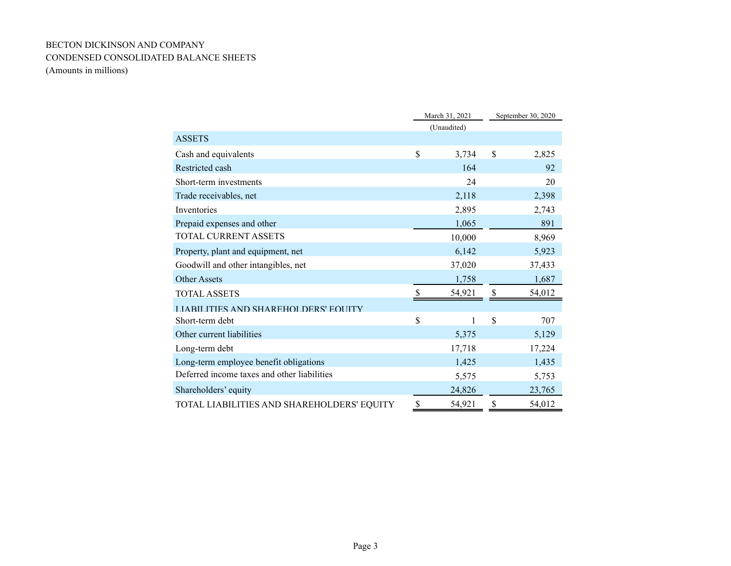BECTON DICKINSON AND COMPANY
CONDENSED CONSOLIDATED BALANCE SHEETS
(Amounts in millions)

| | March 31, 2021 (Unaudited) | September 30, 2020 |
|---|---|---|
| **ASSETS** | | |
| Cash and equivalents | $ 3,734 | $ 2,825 |
| Restricted cash | 164 | 92 |
| Short-term investments | 24 | 20 |
| Trade receivables, net | 2,118 | 2,398 |
| Inventories | 2,895 | 2,743 |
| Prepaid expenses and other | 1,065 | 891 |
| TOTAL CURRENT ASSETS | 10,000 | 8,969 |
| Property, plant and equipment, net | 6,142 | 5,923 |
| Goodwill and other intangibles, net | 37,020 | 37,433 |
| Other Assets | 1,758 | 1,687 |
| TOTAL ASSETS | $ 54,921 | $ 54,012 |
| **LIABILITIES AND SHAREHOLDERS' EQUITY** | | |
| Short-term debt | $ 1 | $ 707 |
| Other current liabilities | 5,375 | 5,129 |
| Long-term debt | 17,718 | 17,224 |
| Long-term employee benefit obligations | 1,425 | 1,435 |
| Deferred income taxes and other liabilities | 5,575 | 5,753 |
| Shareholders' equity | 24,826 | 23,765 |
| TOTAL LIABILITIES AND SHAREHOLDERS' EQUITY | $ 54,921 | $ 54,012 |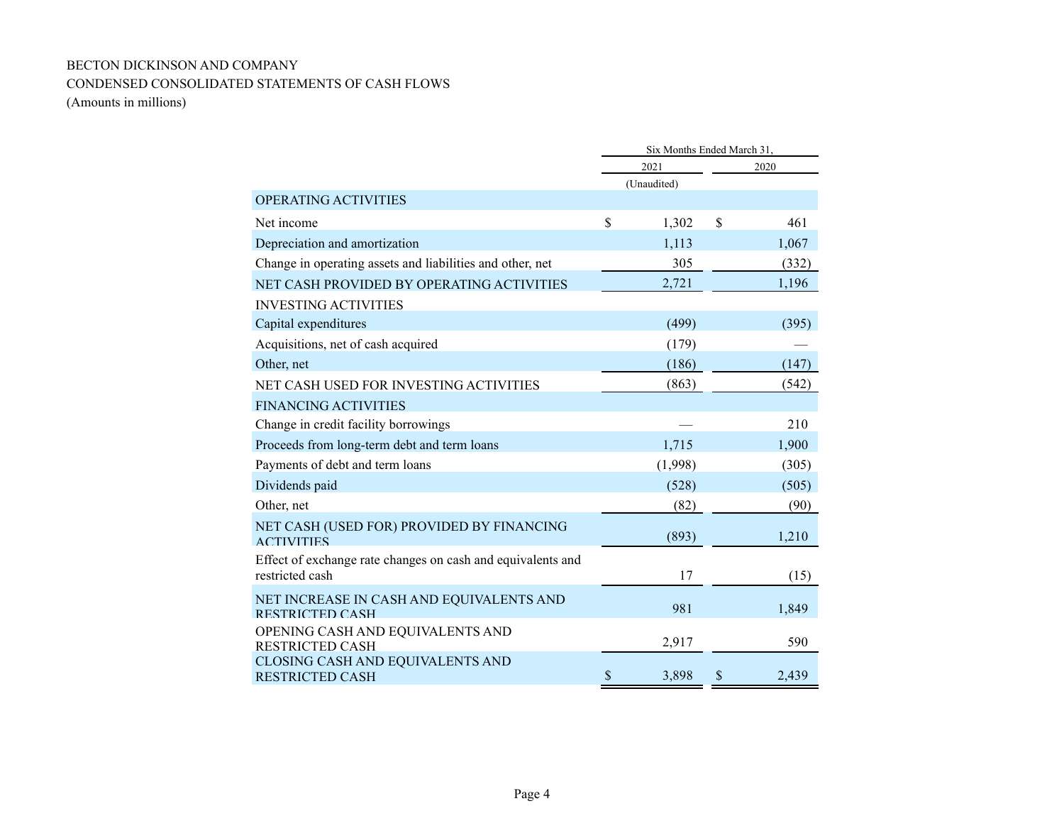BECTON DICKINSON AND COMPANY
CONDENSED CONSOLIDATED STATEMENTS OF CASH FLOWS
(Amounts in millions)

| | Six Months Ended March 31, | |
|---|---|---|
| | 2021 | 2020 |
| | (Unaudited) | |
| OPERATING ACTIVITIES | | |
| Net income | $ 1,302 | $ 461 |
| Depreciation and amortization | 1,113 | 1,067 |
| Change in operating assets and liabilities and other, net | 305 | (332) |
| NET CASH PROVIDED BY OPERATING ACTIVITIES | 2,721 | 1,196 |
| INVESTING ACTIVITIES | | |
| Capital expenditures | (499) | (395) |
| Acquisitions, net of cash acquired | (179) | — |
| Other, net | (186) | (147) |
| NET CASH USED FOR INVESTING ACTIVITIES | (863) | (542) |
| FINANCING ACTIVITIES | | |
| Change in credit facility borrowings | — | 210 |
| Proceeds from long-term debt and term loans | 1,715 | 1,900 |
| Payments of debt and term loans | (1,998) | (305) |
| Dividends paid | (528) | (505) |
| Other, net | (82) | (90) |
| NET CASH (USED FOR) PROVIDED BY FINANCING ACTIVITIES | (893) | 1,210 |
| Effect of exchange rate changes on cash and equivalents and restricted cash | 17 | (15) |
| NET INCREASE IN CASH AND EQUIVALENTS AND RESTRICTED CASH | 981 | 1,849 |
| OPENING CASH AND EQUIVALENTS AND RESTRICTED CASH | 2,917 | 590 |
| CLOSING CASH AND EQUIVALENTS AND RESTRICTED CASH | $ 3,898 | $ 2,439 |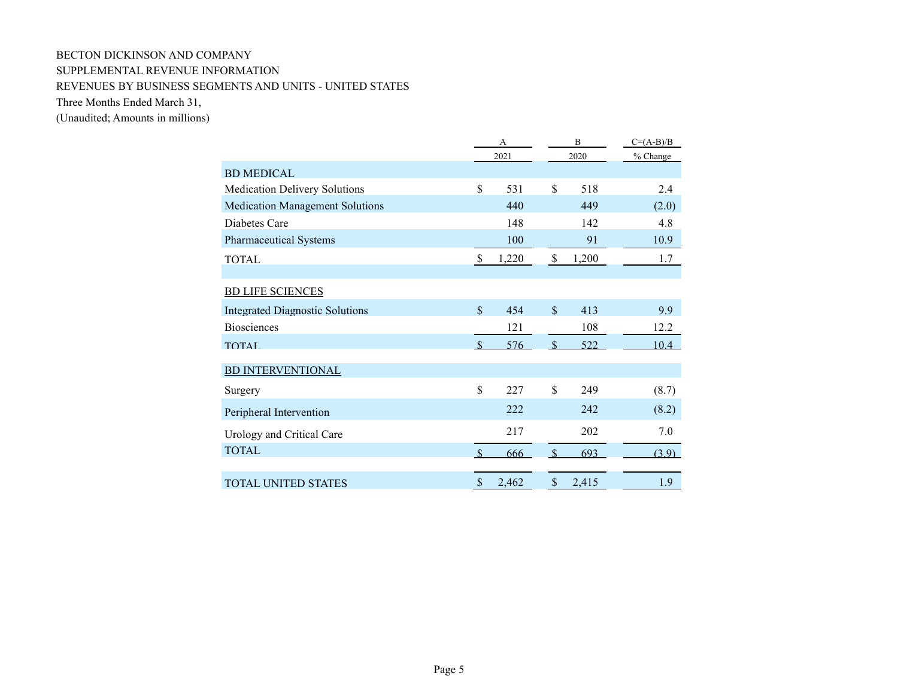BECTON DICKINSON AND COMPANY
SUPPLEMENTAL REVENUE INFORMATION
REVENUES BY BUSINESS SEGMENTS AND UNITS - UNITED STATES
Three Months Ended March 31,
(Unaudited; Amounts in millions)

| | A | B | C=(A-B)/B |
|---|---|---|---|
| | 2021 | 2020 | % Change |
| BD MEDICAL | | | |
| Medication Delivery Solutions | $ 531 | $ 518 | 2.4 |
| Medication Management Solutions | 440 | 449 | (2.0) |
| Diabetes Care | 148 | 142 | 4.8 |
| Pharmaceutical Systems | 100 | 91 | 10.9 |
| TOTAL | $ 1,220 | $ 1,200 | 1.7 |
| | | | |
| BD LIFE SCIENCES | | | |
| Integrated Diagnostic Solutions | $ 454 | $ 413 | 9.9 |
| Biosciences | 121 | 108 | 12.2 |
| TOTAL | $ 576 | $ 522 | 10.4 |
| | | | |
| BD INTERVENTIONAL | | | |
| Surgery | $ 227 | $ 249 | (8.7) |
| Peripheral Intervention | 222 | 242 | (8.2) |
| Urology and Critical Care | 217 | 202 | 7.0 |
| TOTAL | $ 666 | $ 693 | (3.9) |
| | | | |
| TOTAL UNITED STATES | $ 2,462 | $ 2,415 | 1.9 |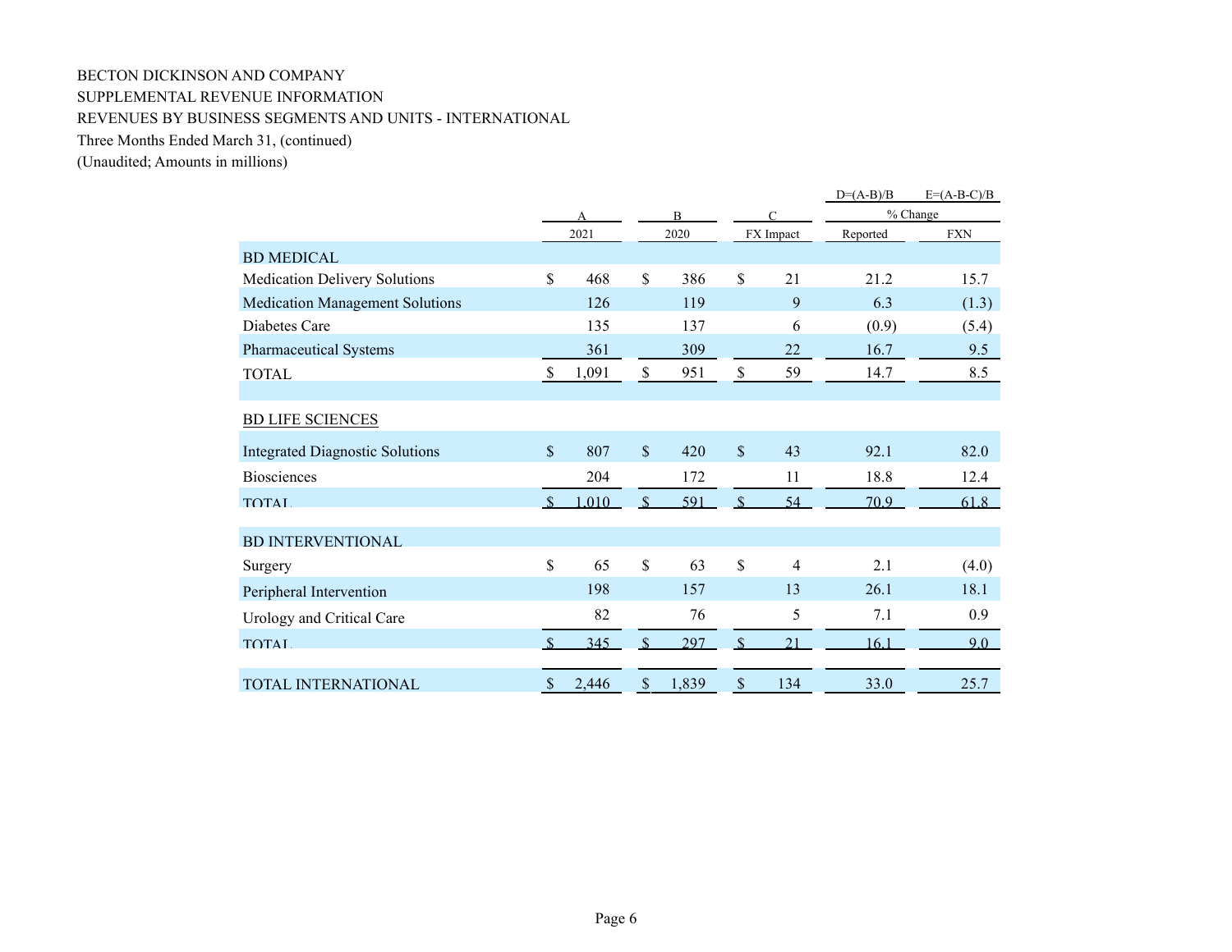BECTON DICKINSON AND COMPANY
SUPPLEMENTAL REVENUE INFORMATION
REVENUES BY BUSINESS SEGMENTS AND UNITS - INTERNATIONAL
Three Months Ended March 31, (continued)
(Unaudited; Amounts in millions)

| | A | B | C | D=(A-B)/B | E=(A-B-C)/B |
|---|---|---|---|---|---|
| | | | | % Change | |
| | 2021 | 2020 | FX Impact | Reported | FXN |
| **BD MEDICAL** | | | | | |
| Medication Delivery Solutions | $ 468 | $ 386 | $ 21 | 21.2 | 15.7 |
| Medication Management Solutions | 126 | 119 | 9 | 6.3 | (1.3) |
| Diabetes Care | 135 | 137 | 6 | (0.9) | (5.4) |
| Pharmaceutical Systems | 361 | 309 | 22 | 16.7 | 9.5 |
| TOTAL | $ 1,091 | $ 951 | $ 59 | 14.7 | 8.5 |
| **BD LIFE SCIENCES** | | | | | |
| Integrated Diagnostic Solutions | $ 807 | $ 420 | $ 43 | 92.1 | 82.0 |
| Biosciences | 204 | 172 | 11 | 18.8 | 12.4 |
| TOTAL | $ 1,010 | $ 591 | $ 54 | 70.9 | 61.8 |
| **BD INTERVENTIONAL** | | | | | |
| Surgery | $ 65 | $ 63 | $ 4 | 2.1 | (4.0) |
| Peripheral Intervention | 198 | 157 | 13 | 26.1 | 18.1 |
| Urology and Critical Care | 82 | 76 | 5 | 7.1 | 0.9 |
| TOTAL | $ 345 | $ 297 | $ 21 | 16.1 | 9.0 |
| TOTAL INTERNATIONAL | $ 2,446 | $ 1,839 | $ 134 | 33.0 | 25.7 |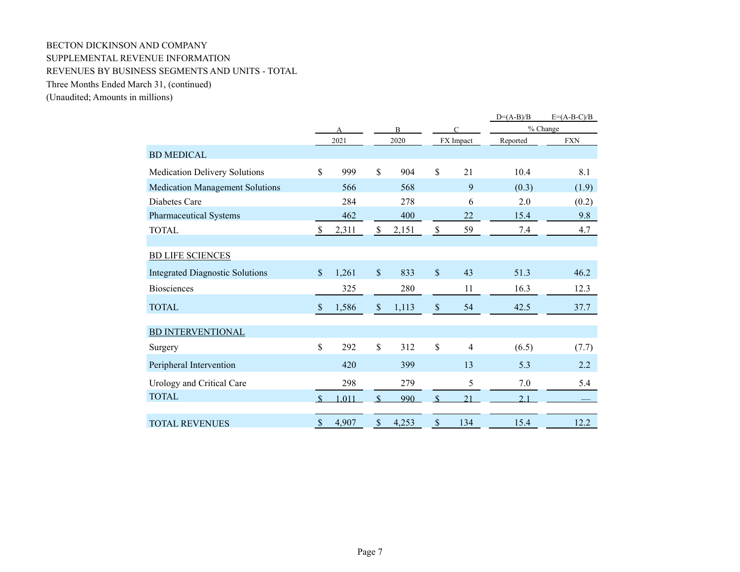BECTON DICKINSON AND COMPANY
SUPPLEMENTAL REVENUE INFORMATION
REVENUES BY BUSINESS SEGMENTS AND UNITS - TOTAL
Three Months Ended March 31, (continued)
(Unaudited; Amounts in millions)

| | A | B | C | D=(A-B)/B | E=(A-B-C)/B |
|---|---|---|---|---|---|
| | | | | % Change | |
| | 2021 | 2020 | FX Impact | Reported | FXN |
| **BD MEDICAL** | | | | | |
| Medication Delivery Solutions | $ 999 | $ 904 | $ 21 | 10.4 | 8.1 |
| Medication Management Solutions | 566 | 568 | 9 | (0.3) | (1.9) |
| Diabetes Care | 284 | 278 | 6 | 2.0 | (0.2) |
| Pharmaceutical Systems | 462 | 400 | 22 | 15.4 | 9.8 |
| TOTAL | $ 2,311 | $ 2,151 | $ 59 | 7.4 | 4.7 |
| **BD LIFE SCIENCES** | | | | | |
| Integrated Diagnostic Solutions | $ 1,261 | $ 833 | $ 43 | 51.3 | 46.2 |
| Biosciences | 325 | 280 | 11 | 16.3 | 12.3 |
| TOTAL | $ 1,586 | $ 1,113 | $ 54 | 42.5 | 37.7 |
| **BD INTERVENTIONAL** | | | | | |
| Surgery | $ 292 | $ 312 | $ 4 | (6.5) | (7.7) |
| Peripheral Intervention | 420 | 399 | 13 | 5.3 | 2.2 |
| Urology and Critical Care | 298 | 279 | 5 | 7.0 | 5.4 |
| TOTAL | $ 1,011 | $ 990 | $ 21 | 2.1 | — |
| TOTAL REVENUES | $ 4,907 | $ 4,253 | $ 134 | 15.4 | 12.2 |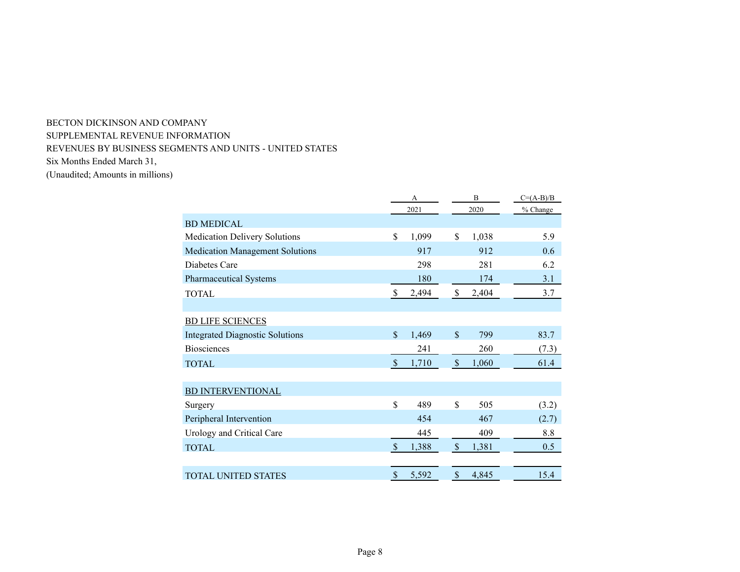BECTON DICKINSON AND COMPANY
SUPPLEMENTAL REVENUE INFORMATION
REVENUES BY BUSINESS SEGMENTS AND UNITS - UNITED STATES
Six Months Ended March 31,
(Unaudited; Amounts in millions)

| | A | B | C=(A-B)/B |
|---|---|---|---|
| | 2021 | 2020 | % Change |
| BD MEDICAL | | | |
| Medication Delivery Solutions | $ 1,099 | $ 1,038 | 5.9 |
| Medication Management Solutions | 917 | 912 | 0.6 |
| Diabetes Care | 298 | 281 | 6.2 |
| Pharmaceutical Systems | 180 | 174 | 3.1 |
| TOTAL | $ 2,494 | $ 2,404 | 3.7 |
| | | | |
| BD LIFE SCIENCES | | | |
| Integrated Diagnostic Solutions | $ 1,469 | $ 799 | 83.7 |
| Biosciences | 241 | 260 | (7.3) |
| TOTAL | $ 1,710 | $ 1,060 | 61.4 |
| | | | |
| BD INTERVENTIONAL | | | |
| Surgery | $ 489 | $ 505 | (3.2) |
| Peripheral Intervention | 454 | 467 | (2.7) |
| Urology and Critical Care | 445 | 409 | 8.8 |
| TOTAL | $ 1,388 | $ 1,381 | 0.5 |
| | | | |
| TOTAL UNITED STATES | $ 5,592 | $ 4,845 | 15.4 |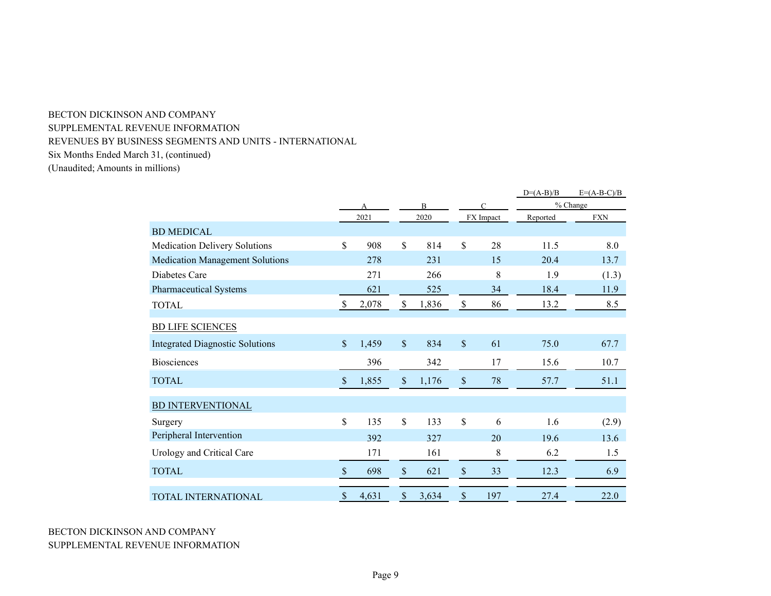BECTON DICKINSON AND COMPANY
SUPPLEMENTAL REVENUE INFORMATION
REVENUES BY BUSINESS SEGMENTS AND UNITS - INTERNATIONAL
Six Months Ended March 31, (continued)
(Unaudited; Amounts in millions)

| | A | B | C | D=(A-B)/B | E=(A-B-C)/B |
|---|---|---|---|---|---|
| | | | | % Change | |
| | 2021 | 2020 | FX Impact | Reported | FXN |
| **BD MEDICAL** | | | | | |
| Medication Delivery Solutions | $ 908 | $ 814 | $ 28 | 11.5 | 8.0 |
| Medication Management Solutions | 278 | 231 | 15 | 20.4 | 13.7 |
| Diabetes Care | 271 | 266 | 8 | 1.9 | (1.3) |
| Pharmaceutical Systems | 621 | 525 | 34 | 18.4 | 11.9 |
| TOTAL | $ 2,078 | $ 1,836 | $ 86 | 13.2 | 8.5 |
| **BD LIFE SCIENCES** | | | | | |
| Integrated Diagnostic Solutions | $ 1,459 | $ 834 | $ 61 | 75.0 | 67.7 |
| Biosciences | 396 | 342 | 17 | 15.6 | 10.7 |
| TOTAL | $ 1,855 | $ 1,176 | $ 78 | 57.7 | 51.1 |
| **BD INTERVENTIONAL** | | | | | |
| Surgery | $ 135 | $ 133 | $ 6 | 1.6 | (2.9) |
| Peripheral Intervention | 392 | 327 | 20 | 19.6 | 13.6 |
| Urology and Critical Care | 171 | 161 | 8 | 6.2 | 1.5 |
| TOTAL | $ 698 | $ 621 | $ 33 | 12.3 | 6.9 |
| TOTAL INTERNATIONAL | $ 4,631 | $ 3,634 | $ 197 | 27.4 | 22.0 |

BECTON DICKINSON AND COMPANY
SUPPLEMENTAL REVENUE INFORMATION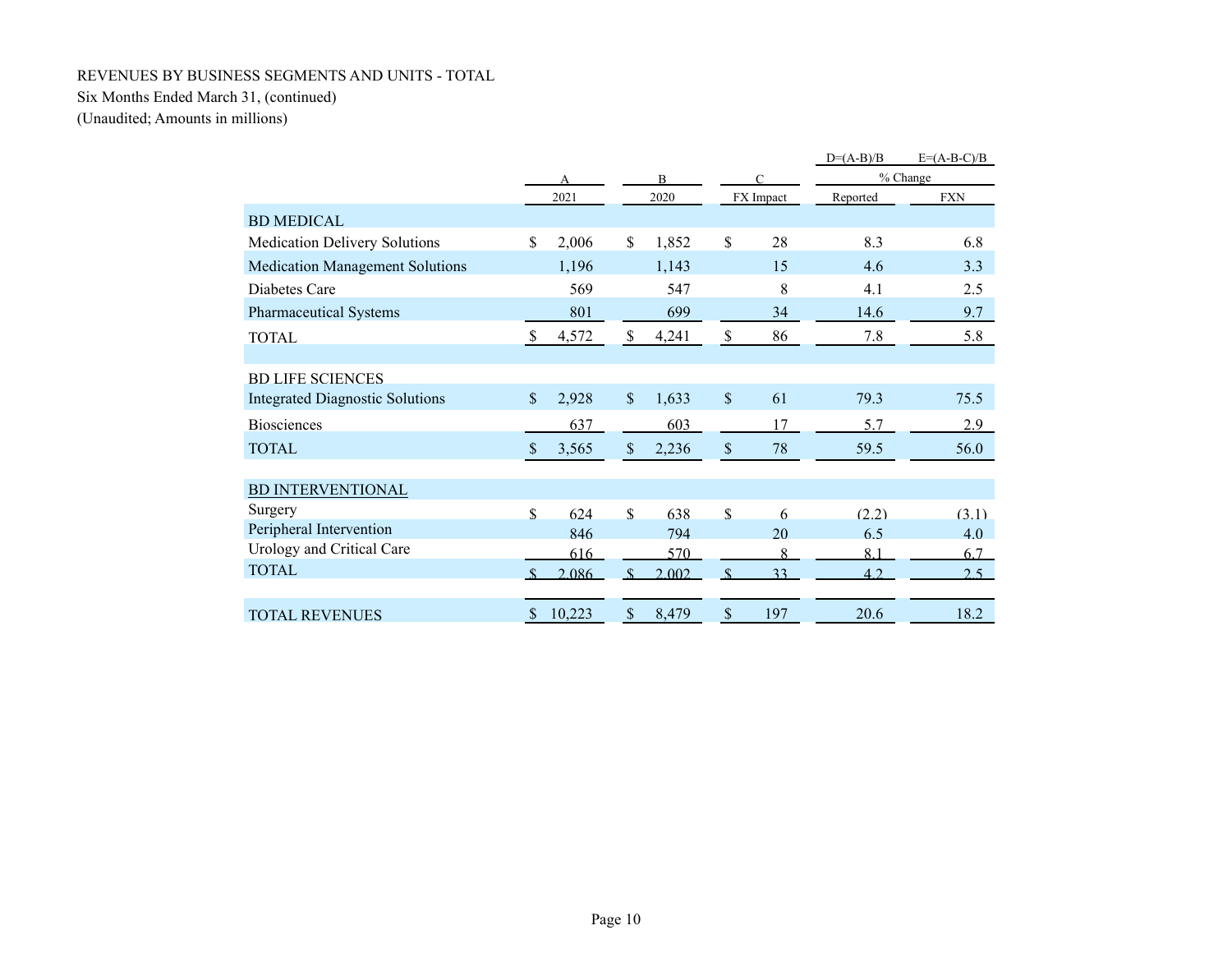REVENUES BY BUSINESS SEGMENTS AND UNITS - TOTAL

Six Months Ended March 31, (continued)

(Unaudited; Amounts in millions)

| | A | B | C | D=(A-B)/B | E=(A-B-C)/B |
|---|---|---|---|---|---|
| | | | | % Change | |
| | 2021 | 2020 | FX Impact | Reported | FXN |
| **BD MEDICAL** | | | | | |
| Medication Delivery Solutions | $ 2,006 | $ 1,852 | $ 28 | 8.3 | 6.8 |
| Medication Management Solutions | 1,196 | 1,143 | 15 | 4.6 | 3.3 |
| Diabetes Care | 569 | 547 | 8 | 4.1 | 2.5 |
| Pharmaceutical Systems | 801 | 699 | 34 | 14.6 | 9.7 |
| TOTAL | $ 4,572 | $ 4,241 | $ 86 | 7.8 | 5.8 |
| **BD LIFE SCIENCES** | | | | | |
| Integrated Diagnostic Solutions | $ 2,928 | $ 1,633 | $ 61 | 79.3 | 75.5 |
| Biosciences | 637 | 603 | 17 | 5.7 | 2.9 |
| TOTAL | $ 3,565 | $ 2,236 | $ 78 | 59.5 | 56.0 |
| **BD INTERVENTIONAL** | | | | | |
| Surgery | $ 624 | $ 638 | $ 6 | (2.2) | (3.1) |
| Peripheral Intervention | 846 | 794 | 20 | 6.5 | 4.0 |
| Urology and Critical Care | 616 | 570 | 8 | 8.1 | 6.7 |
| TOTAL | $ 2,086 | $ 2,002 | $ 33 | 4.2 | 2.5 |
| TOTAL REVENUES | $ 10,223 | $ 8,479 | $ 197 | 20.6 | 18.2 |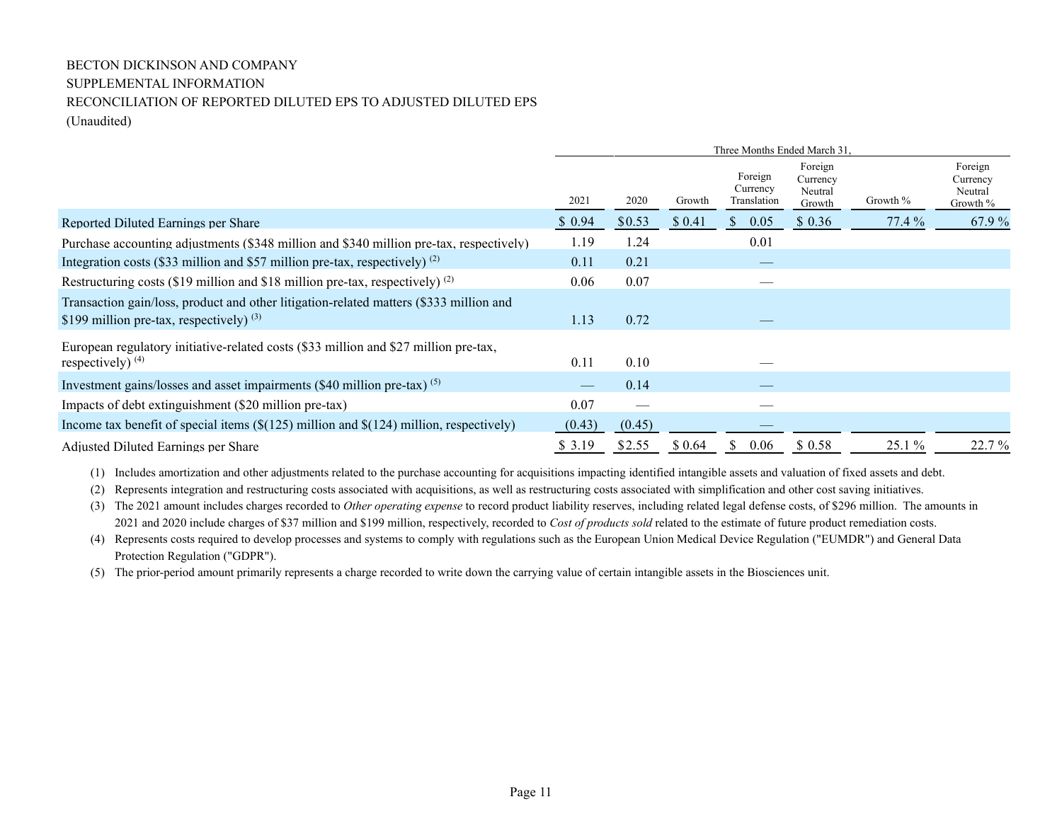BECTON DICKINSON AND COMPANY
SUPPLEMENTAL INFORMATION
RECONCILIATION OF REPORTED DILUTED EPS TO ADJUSTED DILUTED EPS
(Unaudited)

| | Three Months Ended March 31, | | | | | | |
|---|---|---|---|---|---|---|---|
| | 2021 | 2020 | Growth | Foreign Currency Translation | Foreign Currency Neutral Growth | Growth % | Foreign Currency Neutral Growth % |
| Reported Diluted Earnings per Share | $ 0.94 | $0.53 | $ 0.41 | $ 0.05 | $ 0.36 | 77.4 % | 67.9 % |
| Purchase accounting adjustments ($348 million and $340 million pre-tax, respectively) | 1.19 | 1.24 | | 0.01 | | | |
| Integration costs ($33 million and $57 million pre-tax, respectively) [(2)] | 0.11 | 0.21 | | — | | | |
| Restructuring costs ($19 million and $18 million pre-tax, respectively) [(2)] | 0.06 | 0.07 | | — | | | |
| Transaction gain/loss, product and other litigation-related matters ($333 million and $199 million pre-tax, respectively) [(3)] | 1.13 | 0.72 | | — | | | |
| European regulatory initiative-related costs ($33 million and $27 million pre-tax, respectively) [(4)] | 0.11 | 0.10 | | — | | | |
| Investment gains/losses and asset impairments ($40 million pre-tax) [(5)] | — | 0.14 | | — | | | |
| Impacts of debt extinguishment ($20 million pre-tax) | 0.07 | — | | — | | | |
| Income tax benefit of special items ($(125) million and $(124) million, respectively) | (0.43) | (0.45) | | — | | | |
| Adjusted Diluted Earnings per Share | $ 3.19 | $2.55 | $ 0.64 | $ 0.06 | $ 0.58 | 25.1 % | 22.7 % |

(1) Includes amortization and other adjustments related to the purchase accounting for acquisitions impacting identified intangible assets and valuation of fixed assets and debt.

(2) Represents integration and restructuring costs associated with acquisitions, as well as restructuring costs associated with simplification and other cost saving initiatives.

(3) The 2021 amount includes charges recorded to *Other operating expense* to record product liability reserves, including related legal defense costs, of $296 million. The amounts in 2021 and 2020 include charges of $37 million and $199 million, respectively, recorded to *Cost of products sold* related to the estimate of future product remediation costs.

(4) Represents costs required to develop processes and systems to comply with regulations such as the European Union Medical Device Regulation ("EUMDR") and General Data Protection Regulation ("GDPR").

(5) The prior-period amount primarily represents a charge recorded to write down the carrying value of certain intangible assets in the Biosciences unit.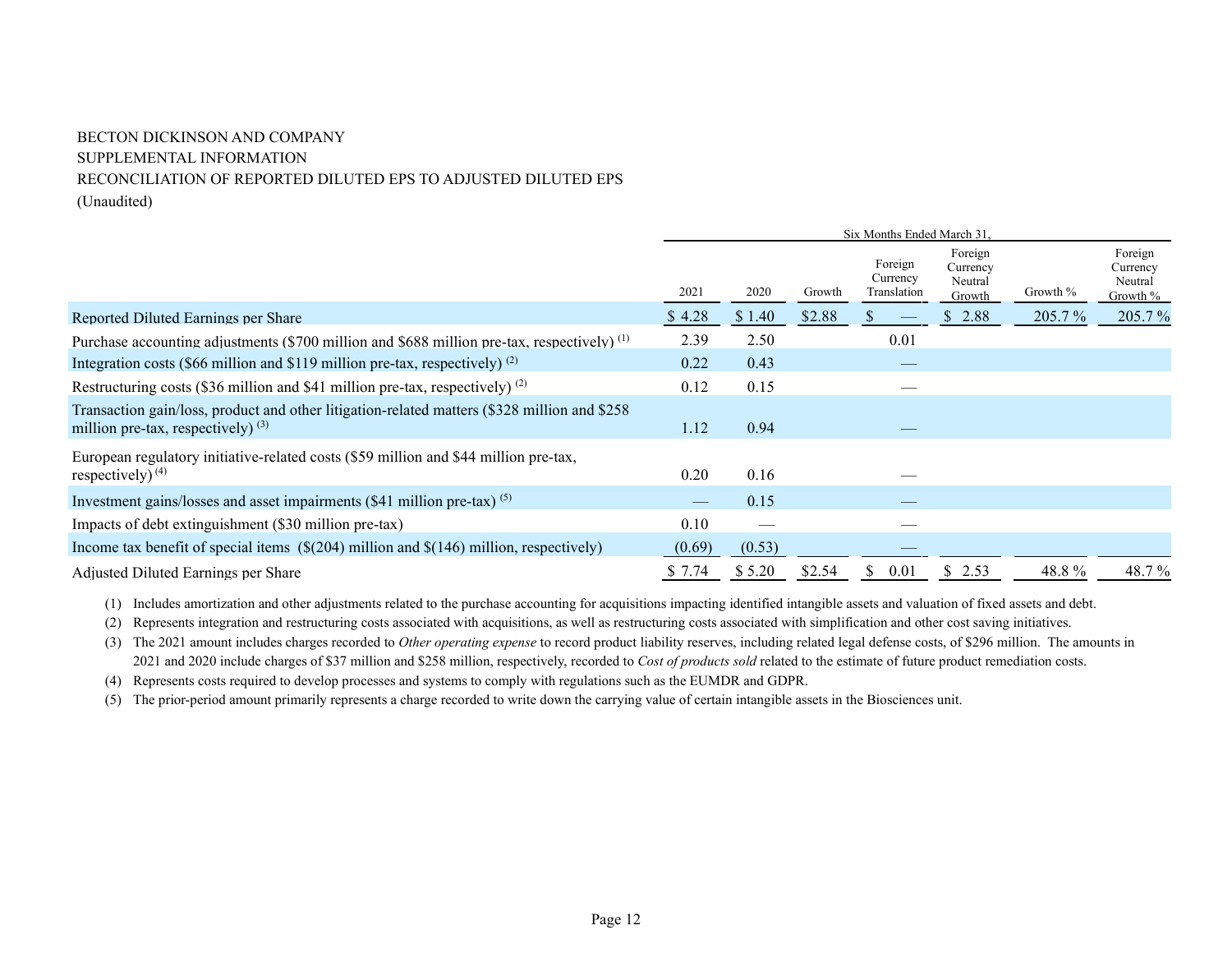BECTON DICKINSON AND COMPANY
SUPPLEMENTAL INFORMATION
RECONCILIATION OF REPORTED DILUTED EPS TO ADJUSTED DILUTED EPS
(Unaudited)

| | Six Months Ended March 31, | | | | | | |
|---|---|---|---|---|---|---|---|
| | 2021 | 2020 | Growth | Foreign Currency Translation | Foreign Currency Neutral Growth | Growth % | Foreign Currency Neutral Growth % |
| Reported Diluted Earnings per Share | $ 4.28 | $ 1.40 | $2.88 | $ — | $ 2.88 | 205.7 % | 205.7 % |
| Purchase accounting adjustments ($700 million and $688 million pre-tax, respectively) (1) | 2.39 | 2.50 | | 0.01 | | | |
| Integration costs ($66 million and $119 million pre-tax, respectively) (2) | 0.22 | 0.43 | | — | | | |
| Restructuring costs ($36 million and $41 million pre-tax, respectively) (2) | 0.12 | 0.15 | | — | | | |
| Transaction gain/loss, product and other litigation-related matters ($328 million and $258 million pre-tax, respectively) (3) | 1.12 | 0.94 | | — | | | |
| European regulatory initiative-related costs ($59 million and $44 million pre-tax, respectively) (4) | 0.20 | 0.16 | | — | | | |
| Investment gains/losses and asset impairments ($41 million pre-tax) (5) | — | 0.15 | | — | | | |
| Impacts of debt extinguishment ($30 million pre-tax) | 0.10 | — | | — | | | |
| Income tax benefit of special items ($(204) million and $(146) million, respectively) | (0.69) | (0.53) | | — | | | |
| Adjusted Diluted Earnings per Share | $ 7.74 | $ 5.20 | $2.54 | $ 0.01 | $ 2.53 | 48.8 % | 48.7 % |

(1) Includes amortization and other adjustments related to the purchase accounting for acquisitions impacting identified intangible assets and valuation of fixed assets and debt.

(2) Represents integration and restructuring costs associated with acquisitions, as well as restructuring costs associated with simplification and other cost saving initiatives.

(3) The 2021 amount includes charges recorded to *Other operating expense* to record product liability reserves, including related legal defense costs, of $296 million. The amounts in 2021 and 2020 include charges of $37 million and $258 million, respectively, recorded to *Cost of products sold* related to the estimate of future product remediation costs.

(4) Represents costs required to develop processes and systems to comply with regulations such as the EUMDR and GDPR.

(5) The prior-period amount primarily represents a charge recorded to write down the carrying value of certain intangible assets in the Biosciences unit.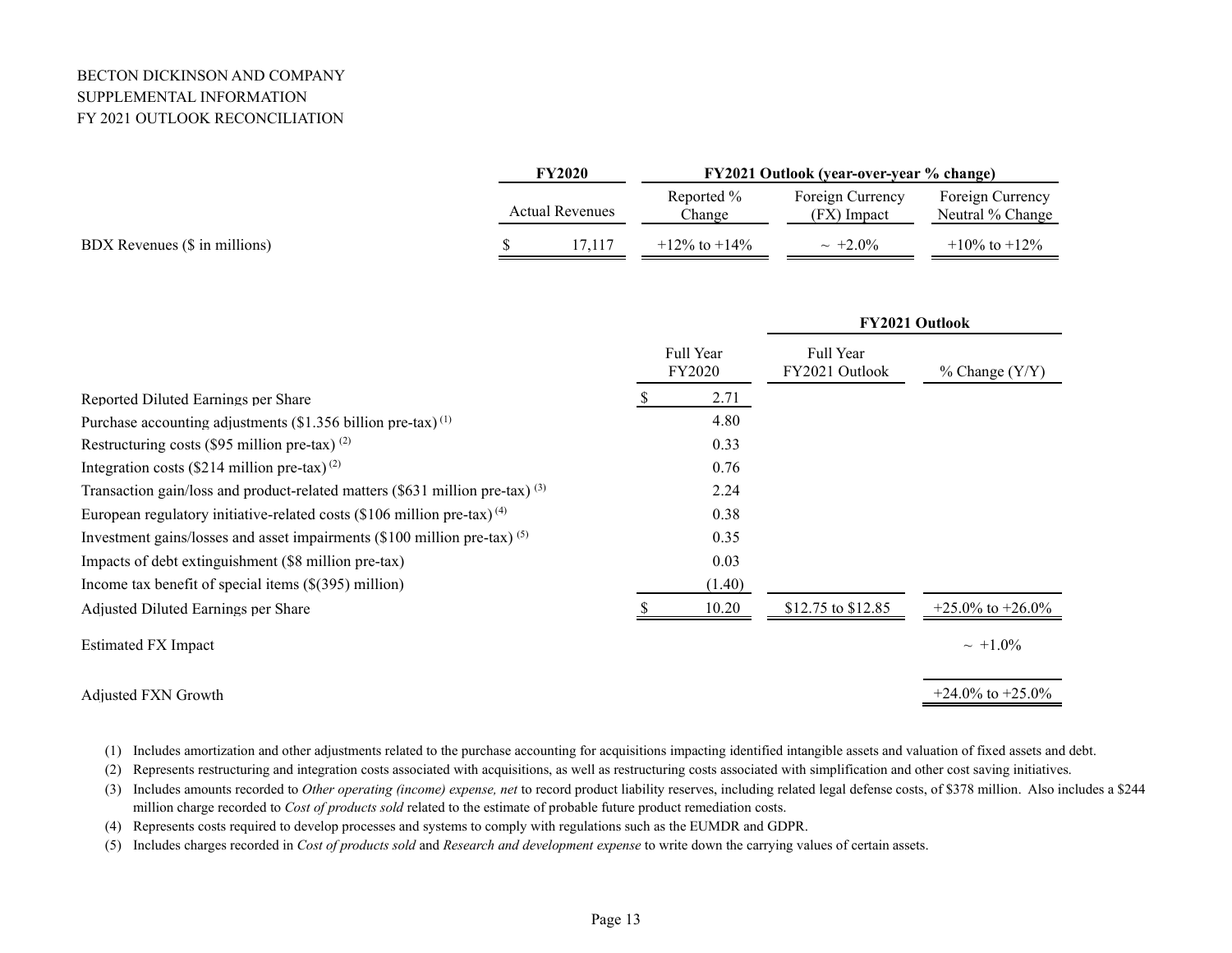BECTON DICKINSON AND COMPANY
SUPPLEMENTAL INFORMATION
FY 2021 OUTLOOK RECONCILIATION

| | FY2020 | FY2021 Outlook (year-over-year % change) | | |
|---|---|---|---|---|
| | Actual Revenues | Reported % Change | Foreign Currency (FX) Impact | Foreign Currency Neutral % Change |
| BDX Revenues ($ in millions) | $ 17,117 | +12% to +14% | ~ +2.0% | +10% to +12% |

| | | FY2021 Outlook | |
|---|---|---|---|
| | Full Year FY2020 | Full Year FY2021 Outlook | % Change (Y/Y) |
| Reported Diluted Earnings per Share | $ 2.71 | | |
| Purchase accounting adjustments ($1.356 billion pre-tax) (1) | 4.80 | | |
| Restructuring costs ($95 million pre-tax) (2) | 0.33 | | |
| Integration costs ($214 million pre-tax) (2) | 0.76 | | |
| Transaction gain/loss and product-related matters ($631 million pre-tax) (3) | 2.24 | | |
| European regulatory initiative-related costs ($106 million pre-tax) (4) | 0.38 | | |
| Investment gains/losses and asset impairments ($100 million pre-tax) (5) | 0.35 | | |
| Impacts of debt extinguishment ($8 million pre-tax) | 0.03 | | |
| Income tax benefit of special items ($(395) million) | (1.40) | | |
| Adjusted Diluted Earnings per Share | $ 10.20 | $12.75 to $12.85 | +25.0% to +26.0% |
| Estimated FX Impact | | | ~ +1.0% |
| Adjusted FXN Growth | | | +24.0% to +25.0% |

(1) Includes amortization and other adjustments related to the purchase accounting for acquisitions impacting identified intangible assets and valuation of fixed assets and debt.

(2) Represents restructuring and integration costs associated with acquisitions, as well as restructuring costs associated with simplification and other cost saving initiatives.

(3) Includes amounts recorded to *Other operating (income) expense, net* to record product liability reserves, including related legal defense costs, of $378 million. Also includes a $244 million charge recorded to *Cost of products sold* related to the estimate of probable future product remediation costs.

(4) Represents costs required to develop processes and systems to comply with regulations such as the EUMDR and GDPR.

(5) Includes charges recorded in *Cost of products sold* and *Research and development expense* to write down the carrying values of certain assets.